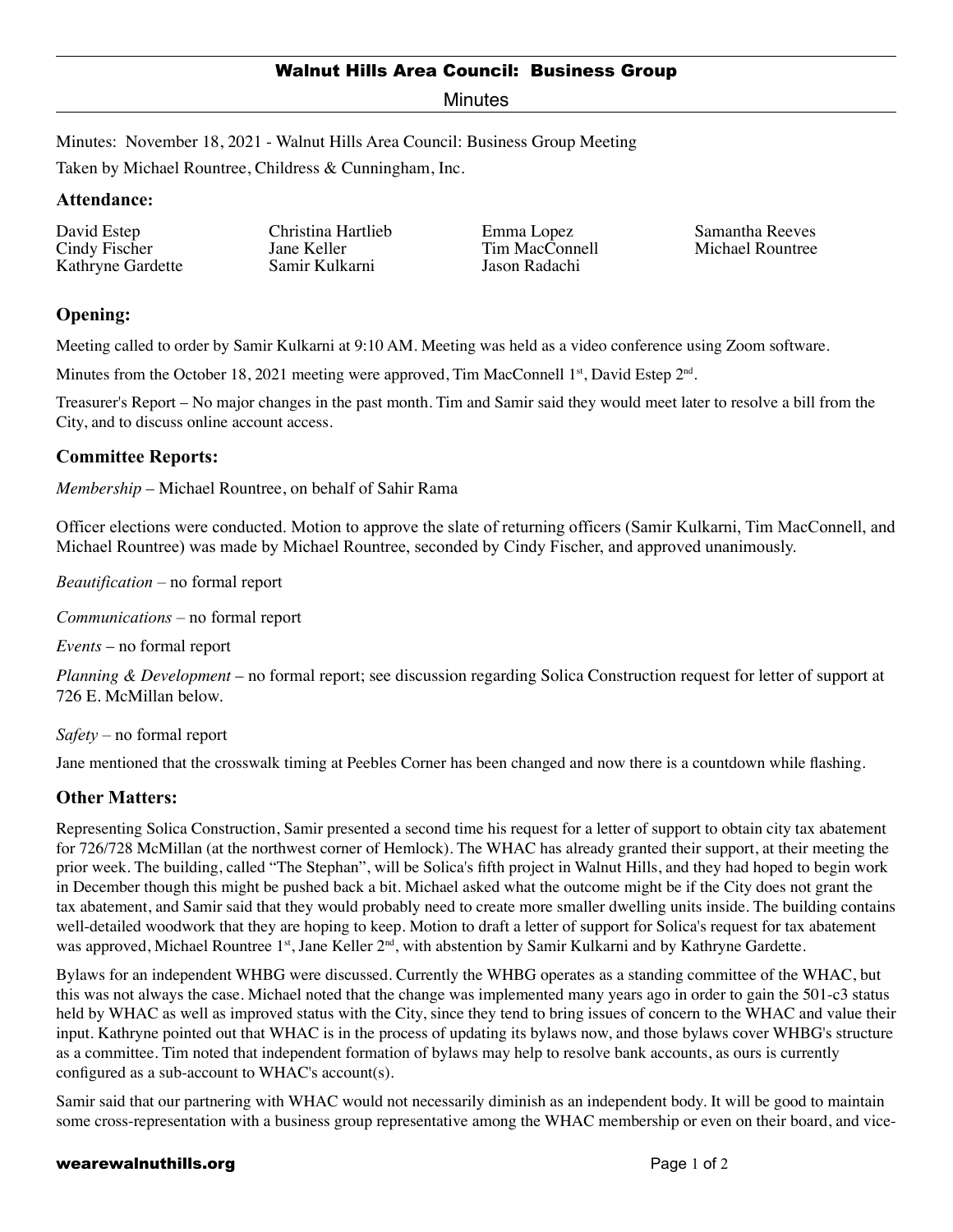# Walnut Hills Area Council: Business Group

Minutes

Minutes: November 18, 2021 - Walnut Hills Area Council: Business Group Meeting

Taken by Michael Rountree, Childress & Cunningham, Inc.

## Attendance:

| | | | |
|---|---|---|---|
| David Estep | Christina Hartlieb | Emma Lopez | Samantha Reeves |
| Cindy Fischer | Jane Keller | Tim MacConnell | Michael Rountree |
| Kathryne Gardette | Samir Kulkarni | Jason Radachi | |

## Opening:

Meeting called to order by Samir Kulkarni at 9:10 AM. Meeting was held as a video conference using Zoom software.

Minutes from the October 18, 2021 meeting were approved, Tim MacConnell 1st, David Estep 2nd.

Treasurer's Report – No major changes in the past month. Tim and Samir said they would meet later to resolve a bill from the City, and to discuss online account access.

## Committee Reports:

*Membership* – Michael Rountree, on behalf of Sahir Rama

Officer elections were conducted. Motion to approve the slate of returning officers (Samir Kulkarni, Tim MacConnell, and Michael Rountree) was made by Michael Rountree, seconded by Cindy Fischer, and approved unanimously.

*Beautification* – no formal report

*Communications* – no formal report

*Events* – no formal report

*Planning & Development* – no formal report; see discussion regarding Solica Construction request for letter of support at 726 E. McMillan below.

*Safety* – no formal report

Jane mentioned that the crosswalk timing at Peebles Corner has been changed and now there is a countdown while flashing.

## Other Matters:

Representing Solica Construction, Samir presented a second time his request for a letter of support to obtain city tax abatement for 726/728 McMillan (at the northwest corner of Hemlock). The WHAC has already granted their support, at their meeting the prior week. The building, called "The Stephan", will be Solica's fifth project in Walnut Hills, and they had hoped to begin work in December though this might be pushed back a bit. Michael asked what the outcome might be if the City does not grant the tax abatement, and Samir said that they would probably need to create more smaller dwelling units inside. The building contains well-detailed woodwork that they are hoping to keep. Motion to draft a letter of support for Solica's request for tax abatement was approved, Michael Rountree 1st, Jane Keller 2nd, with abstention by Samir Kulkarni and by Kathryne Gardette.

Bylaws for an independent WHBG were discussed. Currently the WHBG operates as a standing committee of the WHAC, but this was not always the case. Michael noted that the change was implemented many years ago in order to gain the 501-c3 status held by WHAC as well as improved status with the City, since they tend to bring issues of concern to the WHAC and value their input. Kathryne pointed out that WHAC is in the process of updating its bylaws now, and those bylaws cover WHBG's structure as a committee. Tim noted that independent formation of bylaws may help to resolve bank accounts, as ours is currently configured as a sub-account to WHAC's account(s).

Samir said that our partnering with WHAC would not necessarily diminish as an independent body. It will be good to maintain some cross-representation with a business group representative among the WHAC membership or even on their board, and vice-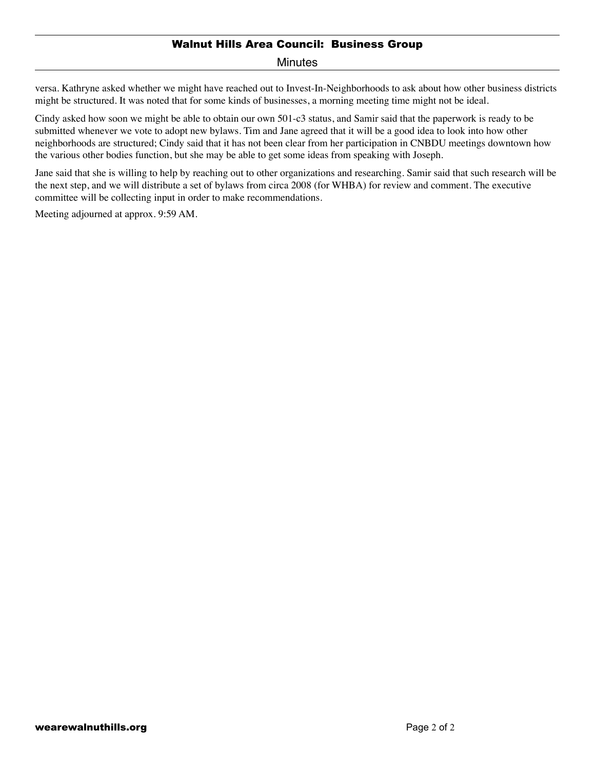versa. Kathryne asked whether we might have reached out to Invest-In-Neighborhoods to ask about how other business districts might be structured. It was noted that for some kinds of businesses, a morning meeting time might not be ideal.

Cindy asked how soon we might be able to obtain our own 501-c3 status, and Samir said that the paperwork is ready to be submitted whenever we vote to adopt new bylaws. Tim and Jane agreed that it will be a good idea to look into how other neighborhoods are structured; Cindy said that it has not been clear from her participation in CNBDU meetings downtown how the various other bodies function, but she may be able to get some ideas from speaking with Joseph.

Jane said that she is willing to help by reaching out to other organizations and researching. Samir said that such research will be the next step, and we will distribute a set of bylaws from circa 2008 (for WHBA) for review and comment. The executive committee will be collecting input in order to make recommendations.

Meeting adjourned at approx. 9:59 AM.